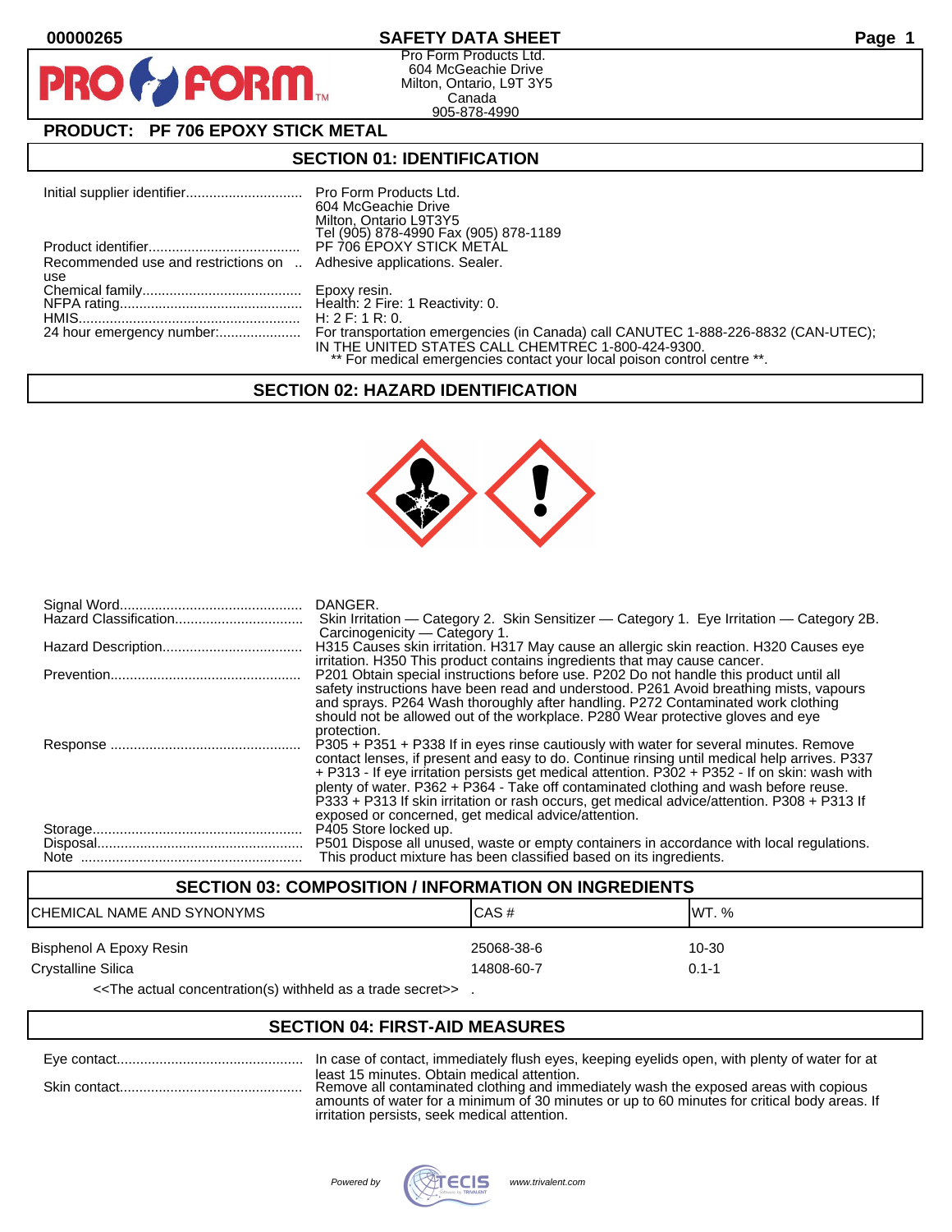# SAFETY DATA SHEET

Pro Form Products Ltd.
604 McGeachie Drive
Milton, Ontario, L9T 3Y5
Canada
905-878-4990

**PRODUCT: PF 706 EPOXY STICK METAL**

## SECTION 01: IDENTIFICATION

Initial supplier identifier.............................. Pro Form Products Ltd.
604 McGeachie Drive
Milton, Ontario L9T3Y5
Tel (905) 878-4990 Fax (905) 878-1189

Product identifier....................................... PF 706 EPOXY STICK METAL

Recommended use and restrictions on use .. Adhesive applications. Sealer.

Chemical family.......................................... Epoxy resin.

NFPA rating............................................... Health: 2 Fire: 1 Reactivity: 0.

HMIS......................................................... H: 2 F: 1 R: 0.

24 hour emergency number:..................... For transportation emergencies (in Canada) call CANUTEC 1-888-226-8832 (CAN-UTEC); IN THE UNITED STATES CALL CHEMTREC 1-800-424-9300.
** For medical emergencies contact your local poison control centre **.

## SECTION 02: HAZARD IDENTIFICATION

Signal Word............................................... DANGER.

Hazard Classification................................. Skin Irritation — Category 2. Skin Sensitizer — Category 1. Eye Irritation — Category 2B. Carcinogenicity — Category 1.

Hazard Description.................................... H315 Causes skin irritation. H317 May cause an allergic skin reaction. H320 Causes eye irritation. H350 This product contains ingredients that may cause cancer.

Prevention................................................. P201 Obtain special instructions before use. P202 Do not handle this product until all safety instructions have been read and understood. P261 Avoid breathing mists, vapours and sprays. P264 Wash thoroughly after handling. P272 Contaminated work clothing should not be allowed out of the workplace. P280 Wear protective gloves and eye protection.

Response ................................................. P305 + P351 + P338 If in eyes rinse cautiously with water for several minutes. Remove contact lenses, if present and easy to do. Continue rinsing until medical help arrives. P337 + P313 - If eye irritation persists get medical attention. P302 + P352 - If on skin: wash with plenty of water. P362 + P364 - Take off contaminated clothing and wash before reuse. P333 + P313 If skin irritation or rash occurs, get medical advice/attention. P308 + P313 If exposed or concerned, get medical advice/attention.

Storage...................................................... P405 Store locked up.

Disposal..................................................... P501 Dispose all unused, waste or empty containers in accordance with local regulations.

Note ......................................................... This product mixture has been classified based on its ingredients.

## SECTION 03: COMPOSITION / INFORMATION ON INGREDIENTS

| CHEMICAL NAME AND SYNONYMS | CAS # | WT. % |
|---|---|---|
| Bisphenol A Epoxy Resin | 25068-38-6 | 10-30 |
| Crystalline Silica | 14808-60-7 | 0.1-1 |

<<The actual concentration(s) withheld as a trade secret>> .

## SECTION 04: FIRST-AID MEASURES

Eye contact................................................ In case of contact, immediately flush eyes, keeping eyelids open, with plenty of water for at least 15 minutes. Obtain medical attention.

Skin contact............................................... Remove all contaminated clothing and immediately wash the exposed areas with copious amounts of water for a minimum of 30 minutes or up to 60 minutes for critical body areas. If irritation persists, seek medical attention.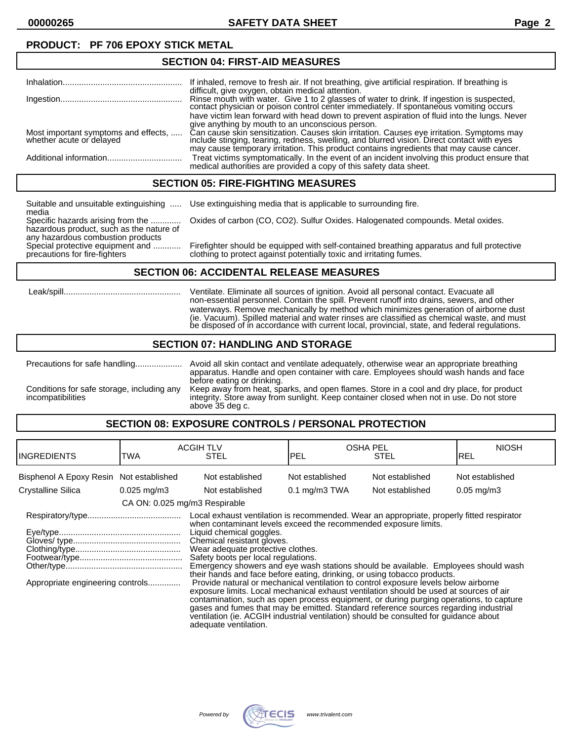**PRODUCT: PF 706 EPOXY STICK METAL**

## SECTION 04: FIRST-AID MEASURES

| | |
|---|---|
| Inhalation | If inhaled, remove to fresh air. If not breathing, give artificial respiration. If breathing is difficult, give oxygen, obtain medical attention. |
| Ingestion | Rinse mouth with water. Give 1 to 2 glasses of water to drink. If ingestion is suspected, contact physician or poison control center immediately. If spontaneous vomiting occurs have victim lean forward with head down to prevent aspiration of fluid into the lungs. Never give anything by mouth to an unconscious person. |
| Most important symptoms and effects, whether acute or delayed | Can cause skin sensitization. Causes skin irritation. Causes eye irritation. Symptoms may include stinging, tearing, redness, swelling, and blurred vision. Direct contact with eyes may cause temporary irritation. This product contains ingredients that may cause cancer. |
| Additional information | Treat victims symptomatically. In the event of an incident involving this product ensure that medical authorities are provided a copy of this safety data sheet. |

## SECTION 05: FIRE-FIGHTING MEASURES

| | |
|---|---|
| Suitable and unsuitable extinguishing media | Use extinguishing media that is applicable to surrounding fire. |
| Specific hazards arising from the hazardous product, such as the nature of any hazardous combustion products | Oxides of carbon (CO, CO2). Sulfur Oxides. Halogenated compounds. Metal oxides. |
| Special protective equipment and precautions for fire-fighters | Firefighter should be equipped with self-contained breathing apparatus and full protective clothing to protect against potentially toxic and irritating fumes. |

## SECTION 06: ACCIDENTAL RELEASE MEASURES

| | |
|---|---|
| Leak/spill | Ventilate. Eliminate all sources of ignition. Avoid all personal contact. Evacuate all non-essential personnel. Contain the spill. Prevent runoff into drains, sewers, and other waterways. Remove mechanically by method which minimizes generation of airborne dust (ie. Vacuum). Spilled material and water rinses are classified as chemical waste, and must be disposed of in accordance with current local, provincial, state, and federal regulations. |

## SECTION 07: HANDLING AND STORAGE

| | |
|---|---|
| Precautions for safe handling | Avoid all skin contact and ventilate adequately, otherwise wear an appropriate breathing apparatus. Handle and open container with care. Employees should wash hands and face before eating or drinking. |
| Conditions for safe storage, including any incompatibilities | Keep away from heat, sparks, and open flames. Store in a cool and dry place, for product integrity. Store away from sunlight. Keep container closed when not in use. Do not store above 35 deg c. |

## SECTION 08: EXPOSURE CONTROLS / PERSONAL PROTECTION

| INGREDIENTS | ACGIH TLV TWA | ACGIH TLV STEL | OSHA PEL PEL | OSHA PEL STEL | NIOSH REL |
|---|---|---|---|---|---|
| Bisphenol A Epoxy Resin | Not established | Not established | Not established | Not established | Not established |
| Crystalline Silica | 0.025 mg/m3 | Not established | 0.1 mg/m3 TWA | Not established | 0.05 mg/m3 |
| | CA ON: 0.025 mg/m3 Respirable | | | | |

| | |
|---|---|
| Respiratory/type | Local exhaust ventilation is recommended. Wear an appropriate, properly fitted respirator when contaminant levels exceed the recommended exposure limits. |
| Eye/type | Liquid chemical goggles. |
| Gloves/ type | Chemical resistant gloves. |
| Clothing/type | Wear adequate protective clothes. |
| Footwear/type | Safety boots per local regulations. |
| Other/type | Emergency showers and eye wash stations should be available. Employees should wash their hands and face before eating, drinking, or using tobacco products. |
| Appropriate engineering controls | Provide natural or mechanical ventilation to control exposure levels below airborne exposure limits. Local mechanical exhaust ventilation should be used at sources of air contamination, such as open process equipment, or during purging operations, to capture gases and fumes that may be emitted. Standard reference sources regarding industrial ventilation (ie. ACGIH industrial ventilation) should be consulted for guidance about adequate ventilation. |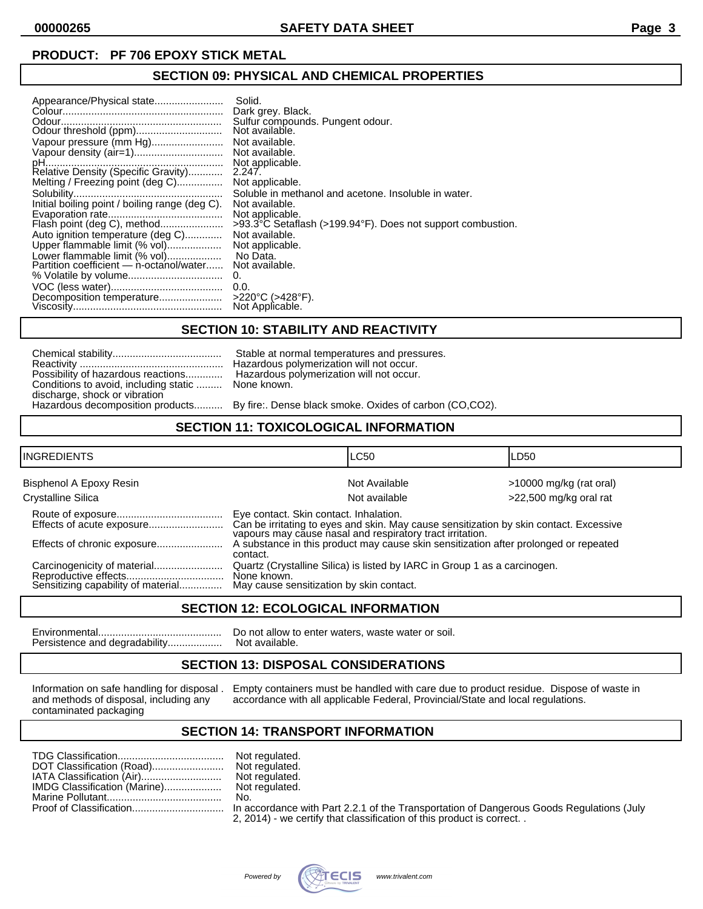**PRODUCT: PF 706 EPOXY STICK METAL**

## SECTION 09: PHYSICAL AND CHEMICAL PROPERTIES

| Property | Value |
|---|---|
| Appearance/Physical state | Solid. |
| Colour | Dark grey. Black. |
| Odour | Sulfur compounds. Pungent odour. |
| Odour threshold (ppm) | Not available. |
| Vapour pressure (mm Hg) | Not available. |
| Vapour density (air=1) | Not available. |
| pH | Not applicable. |
| Relative Density (Specific Gravity) | 2.247. |
| Melting / Freezing point (deg C) | Not applicable. |
| Solubility | Soluble in methanol and acetone. Insoluble in water. |
| Initial boiling point / boiling range (deg C). | Not available. |
| Evaporation rate | Not applicable. |
| Flash point (deg C), method | >93.3°C Setaflash (>199.94°F). Does not support combustion. |
| Auto ignition temperature (deg C) | Not available. |
| Upper flammable limit (% vol) | Not applicable. |
| Lower flammable limit (% vol) | No Data. |
| Partition coefficient — n-octanol/water | Not available. |
| % Volatile by volume | 0. |
| VOC (less water) | 0.0. |
| Decomposition temperature | >220°C (>428°F). |
| Viscosity | Not Applicable. |

## SECTION 10: STABILITY AND REACTIVITY

| Property | Value |
|---|---|
| Chemical stability | Stable at normal temperatures and pressures. |
| Reactivity | Hazardous polymerization will not occur. |
| Possibility of hazardous reactions | Hazardous polymerization will not occur. |
| Conditions to avoid, including static discharge, shock or vibration | None known. |
| Hazardous decomposition products | By fire:. Dense black smoke. Oxides of carbon (CO,CO2). |

## SECTION 11: TOXICOLOGICAL INFORMATION

| INGREDIENTS | LC50 | LD50 |
|---|---|---|
| Bisphenol A Epoxy Resin | Not Available | >10000 mg/kg (rat oral) |
| Crystalline Silica | Not available | >22,500 mg/kg oral rat |

| Property | Value |
|---|---|
| Route of exposure | Eye contact. Skin contact. Inhalation. |
| Effects of acute exposure | Can be irritating to eyes and skin. May cause sensitization by skin contact. Excessive vapours may cause nasal and respiratory tract irritation. |
| Effects of chronic exposure | A substance in this product may cause skin sensitization after prolonged or repeated contact. |
| Carcinogenicity of material | Quartz (Crystalline Silica) is listed by IARC in Group 1 as a carcinogen. |
| Reproductive effects | None known. |
| Sensitizing capability of material | May cause sensitization by skin contact. |

## SECTION 12: ECOLOGICAL INFORMATION

| Property | Value |
|---|---|
| Environmental | Do not allow to enter waters, waste water or soil. |
| Persistence and degradability | Not available. |

## SECTION 13: DISPOSAL CONSIDERATIONS

| Property | Value |
|---|---|
| Information on safe handling for disposal and methods of disposal, including any contaminated packaging | Empty containers must be handled with care due to product residue. Dispose of waste in accordance with all applicable Federal, Provincial/State and local regulations. |

## SECTION 14: TRANSPORT INFORMATION

| Property | Value |
|---|---|
| TDG Classification | Not regulated. |
| DOT Classification (Road) | Not regulated. |
| IATA Classification (Air) | Not regulated. |
| IMDG Classification (Marine) | Not regulated. |
| Marine Pollutant | No. |
| Proof of Classification | In accordance with Part 2.2.1 of the Transportation of Dangerous Goods Regulations (July 2, 2014) - we certify that classification of this product is correct. . |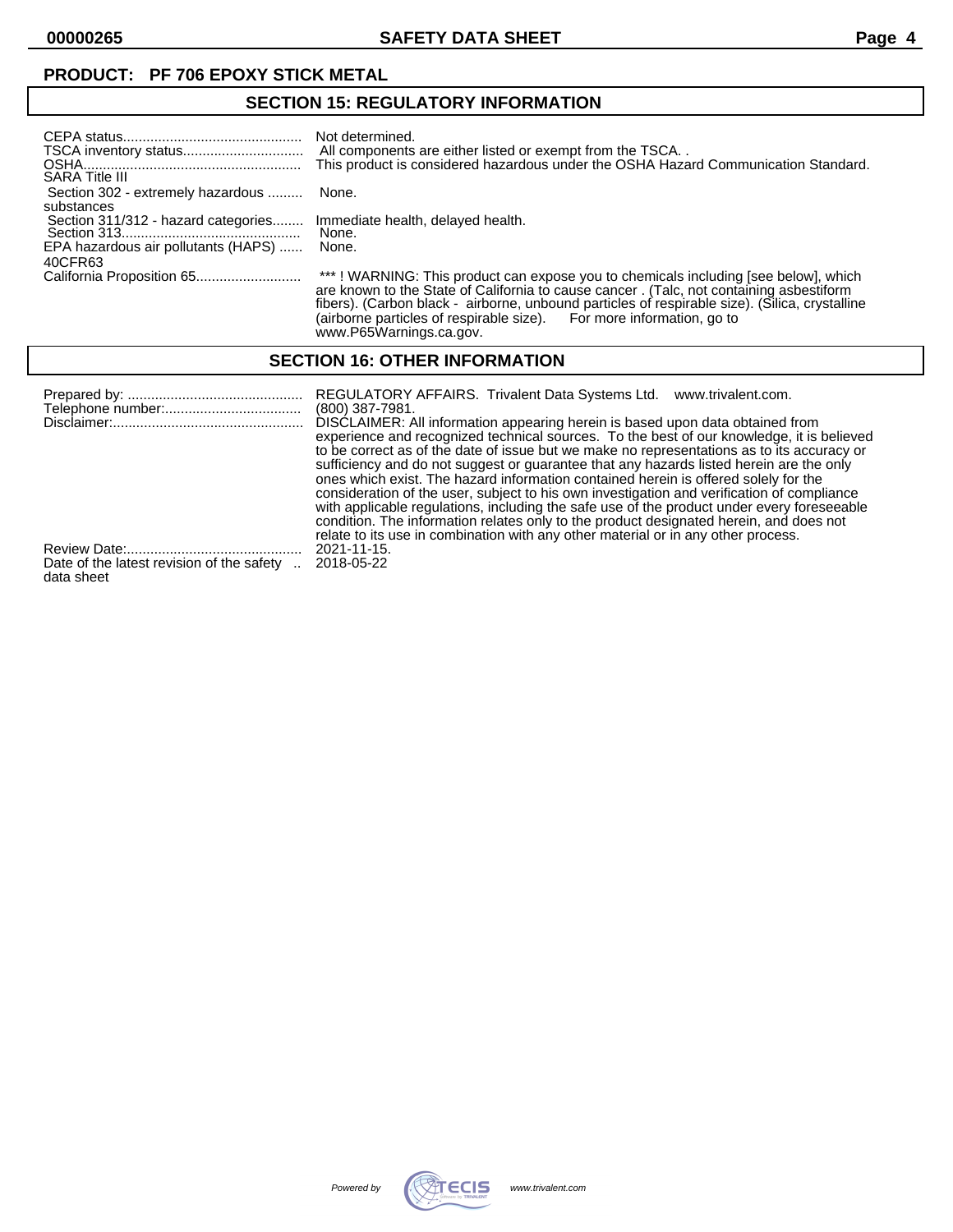**PRODUCT: PF 706 EPOXY STICK METAL**

## SECTION 15: REGULATORY INFORMATION

| | |
|---|---|
| CEPA status | Not determined. |
| TSCA inventory status | All components are either listed or exempt from the TSCA. . |
| OSHA | This product is considered hazardous under the OSHA Hazard Communication Standard. |
| SARA Title III | |
| Section 302 - extremely hazardous substances | None. |
| Section 311/312 - hazard categories | Immediate health, delayed health. |
| Section 313 | None. |
| EPA hazardous air pollutants (HAPS) 40CFR63 | None. |
| California Proposition 65 | *** ! WARNING: This product can expose you to chemicals including [see below], which are known to the State of California to cause cancer . (Talc, not containing asbestiform fibers). (Carbon black - airborne, unbound particles of respirable size). (Silica, crystalline (airborne particles of respirable size). For more information, go to www.P65Warnings.ca.gov. |

## SECTION 16: OTHER INFORMATION

| | |
|---|---|
| Prepared by: | REGULATORY AFFAIRS. Trivalent Data Systems Ltd. www.trivalent.com. |
| Telephone number: | (800) 387-7981. |
| Disclaimer: | DISCLAIMER: All information appearing herein is based upon data obtained from experience and recognized technical sources. To the best of our knowledge, it is believed to be correct as of the date of issue but we make no representations as to its accuracy or sufficiency and do not suggest or guarantee that any hazards listed herein are the only ones which exist. The hazard information contained herein is offered solely for the consideration of the user, subject to his own investigation and verification of compliance with applicable regulations, including the safe use of the product under every foreseeable condition. The information relates only to the product designated herein, and does not relate to its use in combination with any other material or in any other process. |
| Review Date: | 2021-11-15. |
| Date of the latest revision of the safety data sheet | 2018-05-22 |